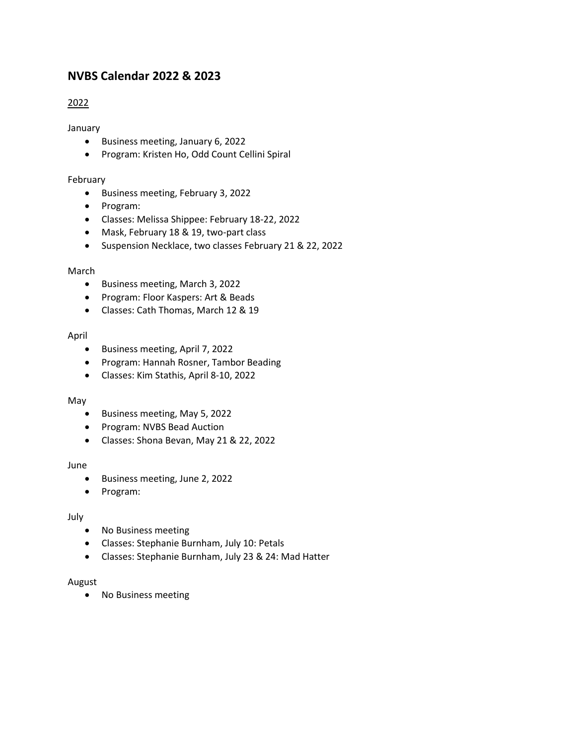## NVBS Calendar 2022 & 2023

<u>2022</u>

January

- Business meeting, January 6, 2022
- Program: Kristen Ho, Odd Count Cellini Spiral

February

- Business meeting, February 3, 2022
- Program:
- Classes: Melissa Shippee: February 18-22, 2022
- Mask, February 18 & 19, two-part class
- Suspension Necklace, two classes February 21 & 22, 2022

March

- Business meeting, March 3, 2022
- Program: Floor Kaspers: Art & Beads
- Classes: Cath Thomas, March 12 & 19

April

- Business meeting, April 7, 2022
- Program: Hannah Rosner, Tambor Beading
- Classes: Kim Stathis, April 8-10, 2022

May

- Business meeting, May 5, 2022
- Program: NVBS Bead Auction
- Classes: Shona Bevan, May 21 & 22, 2022

June

- Business meeting, June 2, 2022
- Program:

July

- No Business meeting
- Classes: Stephanie Burnham, July 10: Petals
- Classes: Stephanie Burnham, July 23 & 24: Mad Hatter

August

- No Business meeting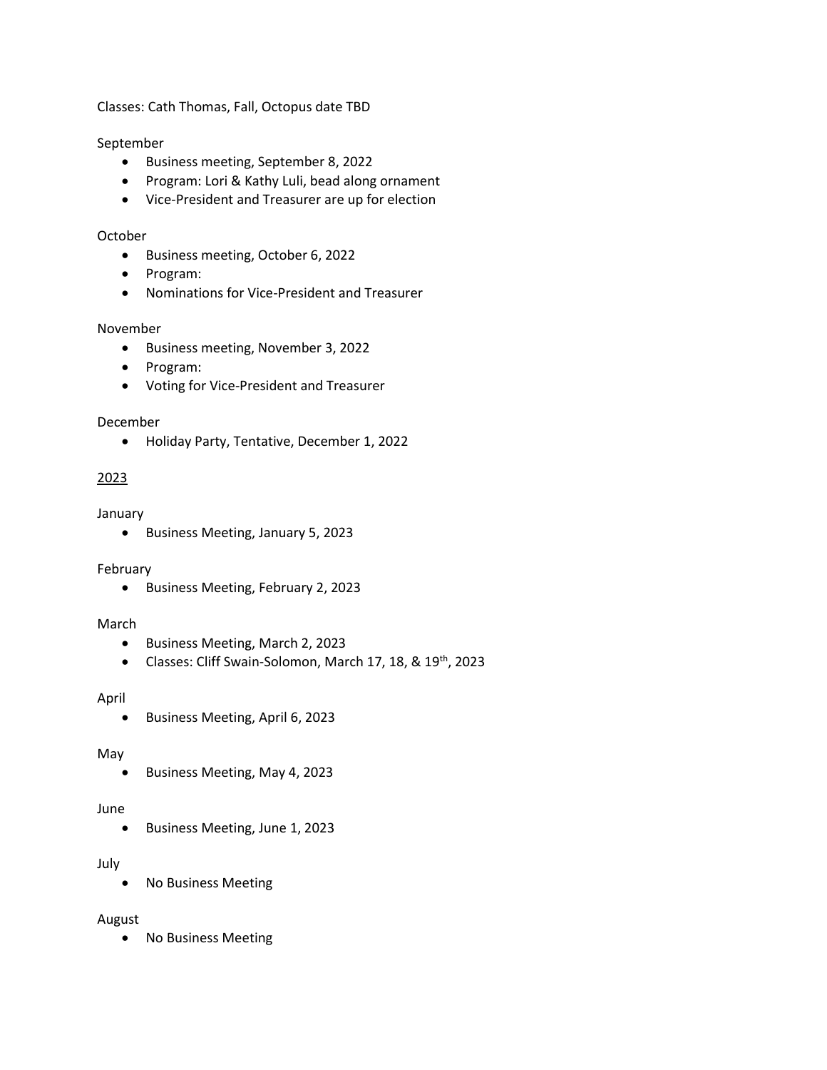Classes: Cath Thomas, Fall, Octopus date TBD

September

- Business meeting, September 8, 2022
- Program: Lori & Kathy Luli, bead along ornament
- Vice-President and Treasurer are up for election

October

- Business meeting, October 6, 2022
- Program:
- Nominations for Vice-President and Treasurer

November

- Business meeting, November 3, 2022
- Program:
- Voting for Vice-President and Treasurer

December

- Holiday Party, Tentative, December 1, 2022

<u>2023</u>

January

- Business Meeting, January 5, 2023

February

- Business Meeting, February 2, 2023

March

- Business Meeting, March 2, 2023
- Classes: Cliff Swain-Solomon, March 17, 18, & 19th, 2023

April

- Business Meeting, April 6, 2023

May

- Business Meeting, May 4, 2023

June

- Business Meeting, June 1, 2023

July

- No Business Meeting

August

- No Business Meeting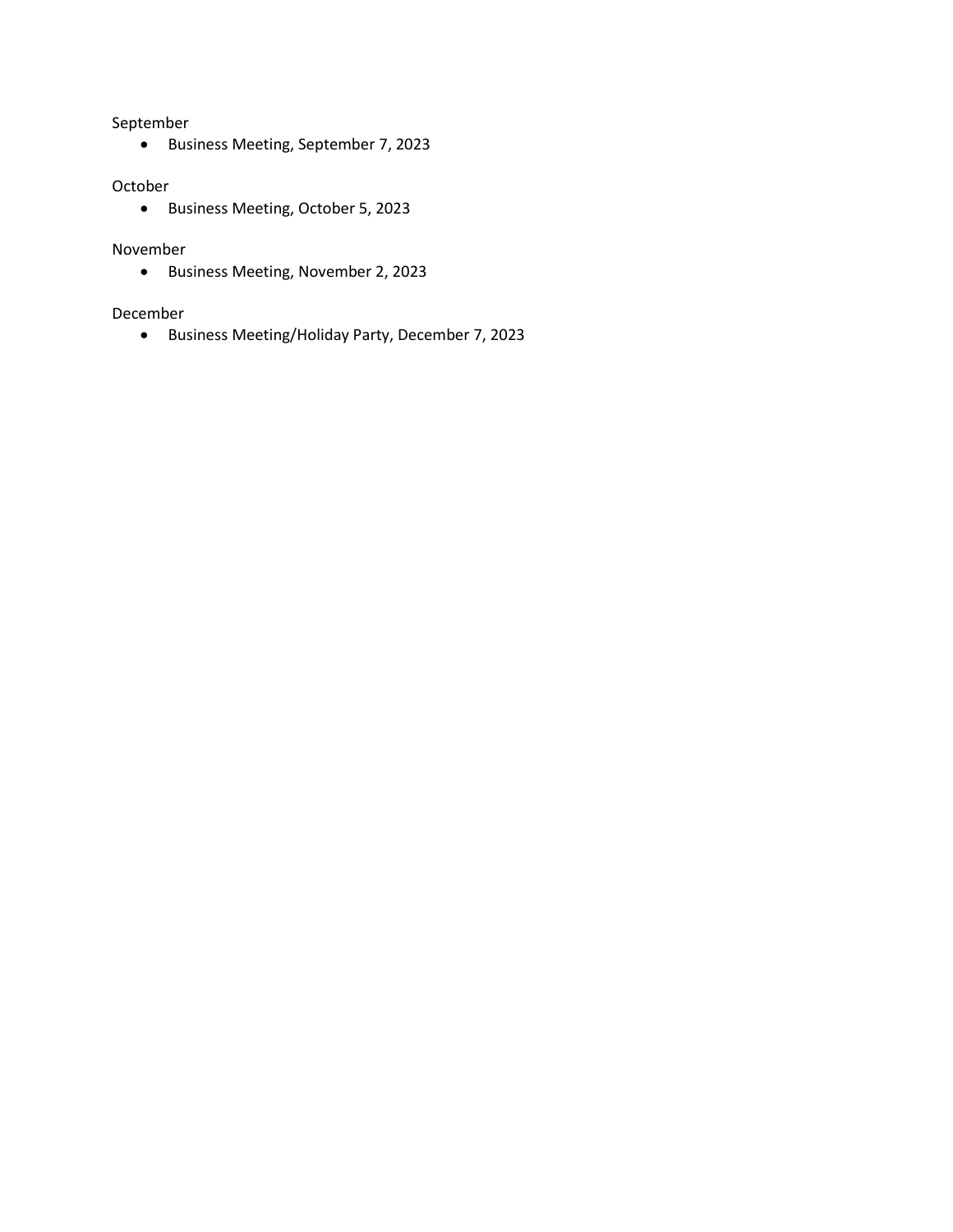September

- Business Meeting, September 7, 2023

October

- Business Meeting, October 5, 2023

November

- Business Meeting, November 2, 2023

December

- Business Meeting/Holiday Party, December 7, 2023